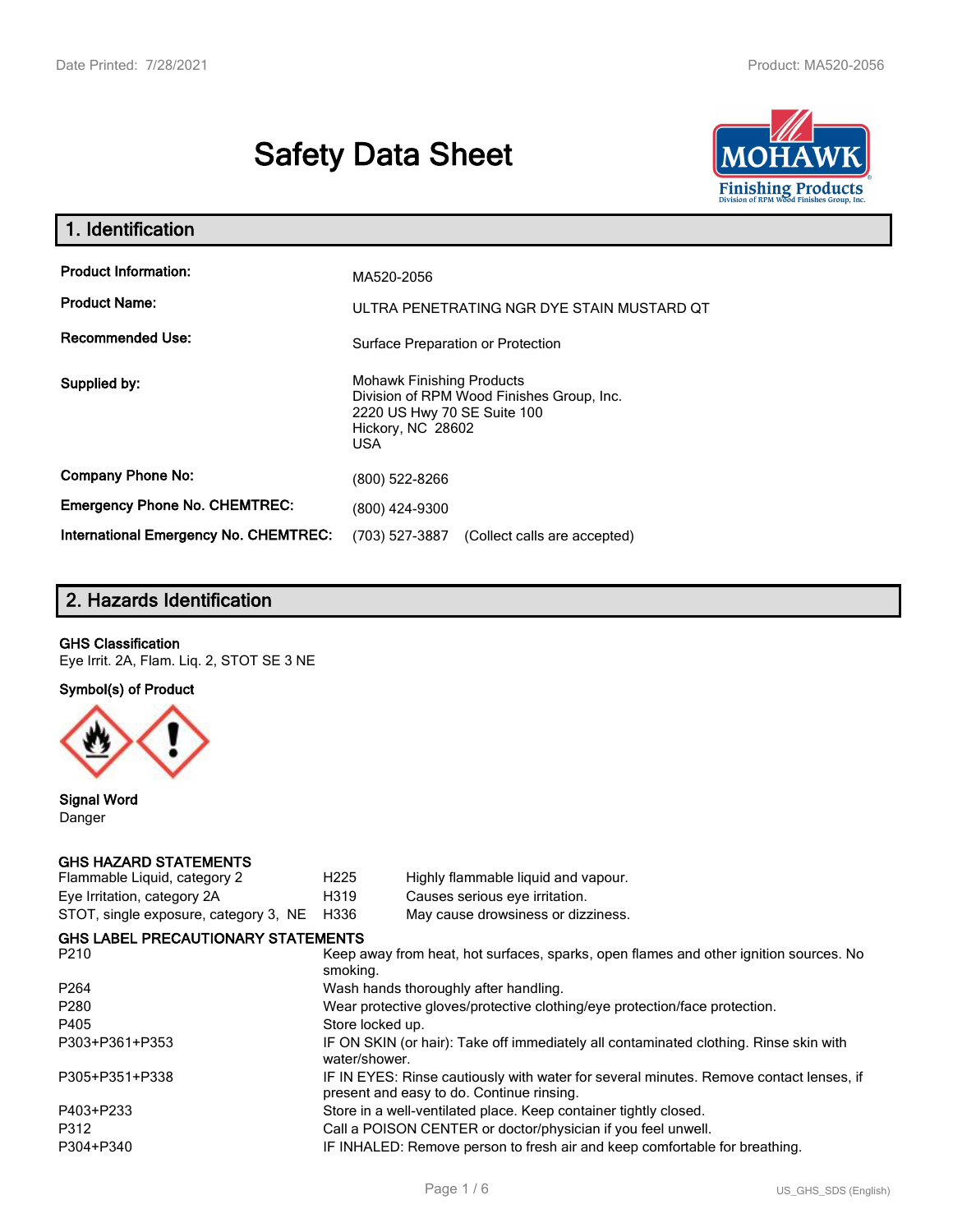# Safety Data Sheet

## 1. Identification

| | |
|---|---|
| **Product Information:** | MA520-2056 |
| **Product Name:** | ULTRA PENETRATING NGR DYE STAIN MUSTARD QT |
| **Recommended Use:** | Surface Preparation or Protection |
| **Supplied by:** | Mohawk Finishing Products<br>Division of RPM Wood Finishes Group, Inc.<br>2220 US Hwy 70 SE Suite 100<br>Hickory, NC 28602<br>USA |
| **Company Phone No:** | (800) 522-8266 |
| **Emergency Phone No. CHEMTREC:** | (800) 424-9300 |
| **International Emergency No. CHEMTREC:** | (703) 527-3887 (Collect calls are accepted) |

## 2. Hazards Identification

**GHS Classification**

Eye Irrit. 2A, Flam. Liq. 2, STOT SE 3 NE

**Symbol(s) of Product**

**Signal Word**

Danger

**GHS HAZARD STATEMENTS**

| | | |
|---|---|---|
| Flammable Liquid, category 2 | H225 | Highly flammable liquid and vapour. |
| Eye Irritation, category 2A | H319 | Causes serious eye irritation. |
| STOT, single exposure, category 3, NE | H336 | May cause drowsiness or dizziness. |

**GHS LABEL PRECAUTIONARY STATEMENTS**

| | |
|---|---|
| P210 | Keep away from heat, hot surfaces, sparks, open flames and other ignition sources. No smoking. |
| P264 | Wash hands thoroughly after handling. |
| P280 | Wear protective gloves/protective clothing/eye protection/face protection. |
| P405 | Store locked up. |
| P303+P361+P353 | IF ON SKIN (or hair): Take off immediately all contaminated clothing. Rinse skin with water/shower. |
| P305+P351+P338 | IF IN EYES: Rinse cautiously with water for several minutes. Remove contact lenses, if present and easy to do. Continue rinsing. |
| P403+P233 | Store in a well-ventilated place. Keep container tightly closed. |
| P312 | Call a POISON CENTER or doctor/physician if you feel unwell. |
| P304+P340 | IF INHALED: Remove person to fresh air and keep comfortable for breathing. |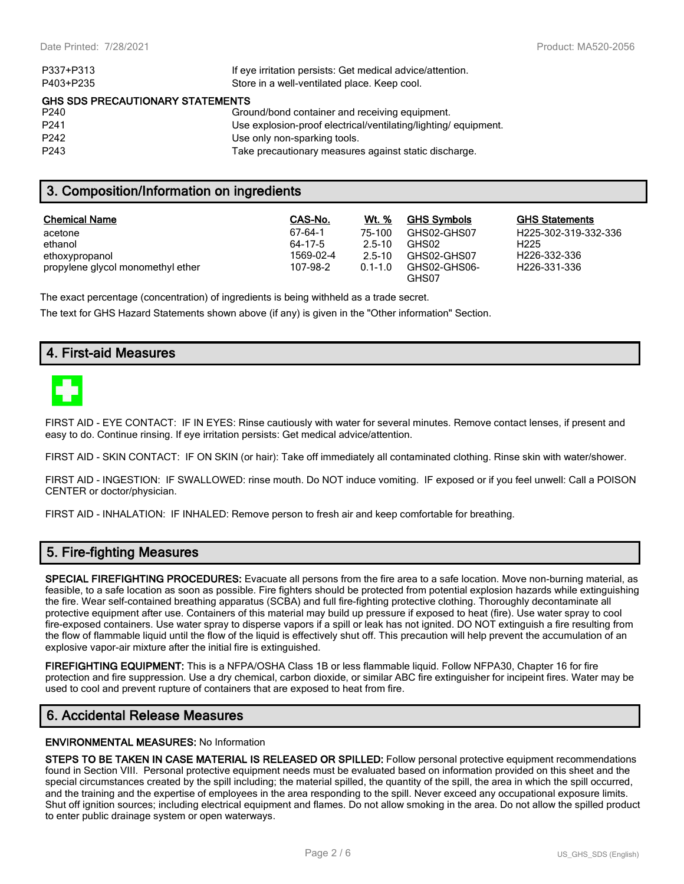| | |
|---|---|
| P337+P313 | If eye irritation persists: Get medical advice/attention. |
| P403+P235 | Store in a well-ventilated place. Keep cool. |

**GHS SDS PRECAUTIONARY STATEMENTS**

| | |
|---|---|
| P240 | Ground/bond container and receiving equipment. |
| P241 | Use explosion-proof electrical/ventilating/lighting/ equipment. |
| P242 | Use only non-sparking tools. |
| P243 | Take precautionary measures against static discharge. |

## 3. Composition/Information on ingredients

| Chemical Name | CAS-No. | Wt. % | GHS Symbols | GHS Statements |
|---|---|---|---|---|
| acetone | 67-64-1 | 75-100 | GHS02-GHS07 | H225-302-319-332-336 |
| ethanol | 64-17-5 | 2.5-10 | GHS02 | H225 |
| ethoxypropanol | 1569-02-4 | 2.5-10 | GHS02-GHS07 | H226-332-336 |
| propylene glycol monomethyl ether | 107-98-2 | 0.1-1.0 | GHS02-GHS06-GHS07 | H226-331-336 |

The exact percentage (concentration) of ingredients is being withheld as a trade secret.

The text for GHS Hazard Statements shown above (if any) is given in the "Other information" Section.

## 4. First-aid Measures

FIRST AID - EYE CONTACT: IF IN EYES: Rinse cautiously with water for several minutes. Remove contact lenses, if present and easy to do. Continue rinsing. If eye irritation persists: Get medical advice/attention.

FIRST AID - SKIN CONTACT: IF ON SKIN (or hair): Take off immediately all contaminated clothing. Rinse skin with water/shower.

FIRST AID - INGESTION: IF SWALLOWED: rinse mouth. Do NOT induce vomiting. IF exposed or if you feel unwell: Call a POISON CENTER or doctor/physician.

FIRST AID - INHALATION: IF INHALED: Remove person to fresh air and keep comfortable for breathing.

## 5. Fire-fighting Measures

**SPECIAL FIREFIGHTING PROCEDURES:** Evacuate all persons from the fire area to a safe location. Move non-burning material, as feasible, to a safe location as soon as possible. Fire fighters should be protected from potential explosion hazards while extinguishing the fire. Wear self-contained breathing apparatus (SCBA) and full fire-fighting protective clothing. Thoroughly decontaminate all protective equipment after use. Containers of this material may build up pressure if exposed to heat (fire). Use water spray to cool fire-exposed containers. Use water spray to disperse vapors if a spill or leak has not ignited. DO NOT extinguish a fire resulting from the flow of flammable liquid until the flow of the liquid is effectively shut off. This precaution will help prevent the accumulation of an explosive vapor-air mixture after the initial fire is extinguished.

**FIREFIGHTING EQUIPMENT:** This is a NFPA/OSHA Class 1B or less flammable liquid. Follow NFPA30, Chapter 16 for fire protection and fire suppression. Use a dry chemical, carbon dioxide, or similar ABC fire extinguisher for incipeint fires. Water may be used to cool and prevent rupture of containers that are exposed to heat from fire.

## 6. Accidental Release Measures

**ENVIRONMENTAL MEASURES:** No Information

**STEPS TO BE TAKEN IN CASE MATERIAL IS RELEASED OR SPILLED:** Follow personal protective equipment recommendations found in Section VIII. Personal protective equipment needs must be evaluated based on information provided on this sheet and the special circumstances created by the spill including; the material spilled, the quantity of the spill, the area in which the spill occurred, and the training and the expertise of employees in the area responding to the spill. Never exceed any occupational exposure limits. Shut off ignition sources; including electrical equipment and flames. Do not allow smoking in the area. Do not allow the spilled product to enter public drainage system or open waterways.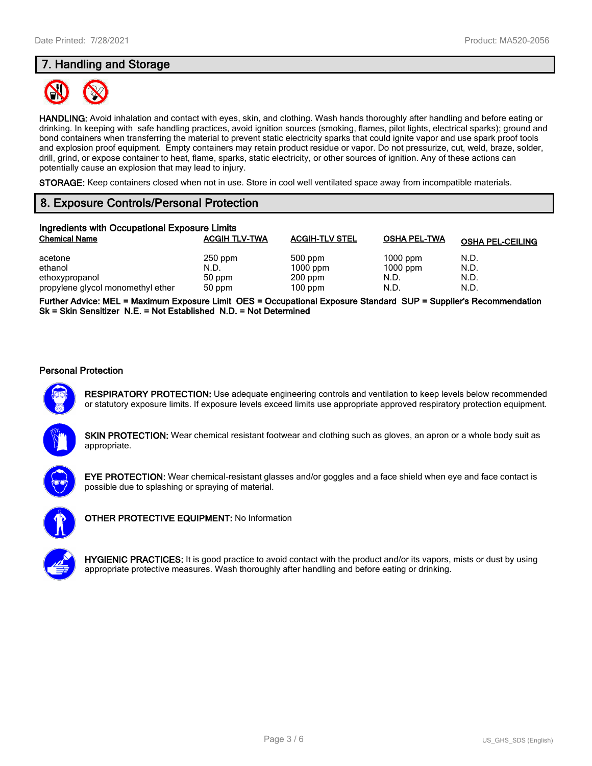## 7. Handling and Storage

**HANDLING:** Avoid inhalation and contact with eyes, skin, and clothing. Wash hands thoroughly after handling and before eating or drinking. In keeping with safe handling practices, avoid ignition sources (smoking, flames, pilot lights, electrical sparks); ground and bond containers when transferring the material to prevent static electricity sparks that could ignite vapor and use spark proof tools and explosion proof equipment. Empty containers may retain product residue or vapor. Do not pressurize, cut, weld, braze, solder, drill, grind, or expose container to heat, flame, sparks, static electricity, or other sources of ignition. Any of these actions can potentially cause an explosion that may lead to injury.

**STORAGE:** Keep containers closed when not in use. Store in cool well ventilated space away from incompatible materials.

## 8. Exposure Controls/Personal Protection

**Ingredients with Occupational Exposure Limits**

| Chemical Name | ACGIH TLV-TWA | ACGIH-TLV STEL | OSHA PEL-TWA | OSHA PEL-CEILING |
|---|---|---|---|---|
| acetone | 250 ppm | 500 ppm | 1000 ppm | N.D. |
| ethanol | N.D. | 1000 ppm | 1000 ppm | N.D. |
| ethoxypropanol | 50 ppm | 200 ppm | N.D. | N.D. |
| propylene glycol monomethyl ether | 50 ppm | 100 ppm | N.D. | N.D. |

**Further Advice: MEL = Maximum Exposure Limit OES = Occupational Exposure Standard SUP = Supplier's Recommendation Sk = Skin Sensitizer N.E. = Not Established N.D. = Not Determined**

### Personal Protection

**RESPIRATORY PROTECTION:** Use adequate engineering controls and ventilation to keep levels below recommended or statutory exposure limits. If exposure levels exceed limits use appropriate approved respiratory protection equipment.

**SKIN PROTECTION:** Wear chemical resistant footwear and clothing such as gloves, an apron or a whole body suit as appropriate.

**EYE PROTECTION:** Wear chemical-resistant glasses and/or goggles and a face shield when eye and face contact is possible due to splashing or spraying of material.

**OTHER PROTECTIVE EQUIPMENT:** No Information

**HYGIENIC PRACTICES:** It is good practice to avoid contact with the product and/or its vapors, mists or dust by using appropriate protective measures. Wash thoroughly after handling and before eating or drinking.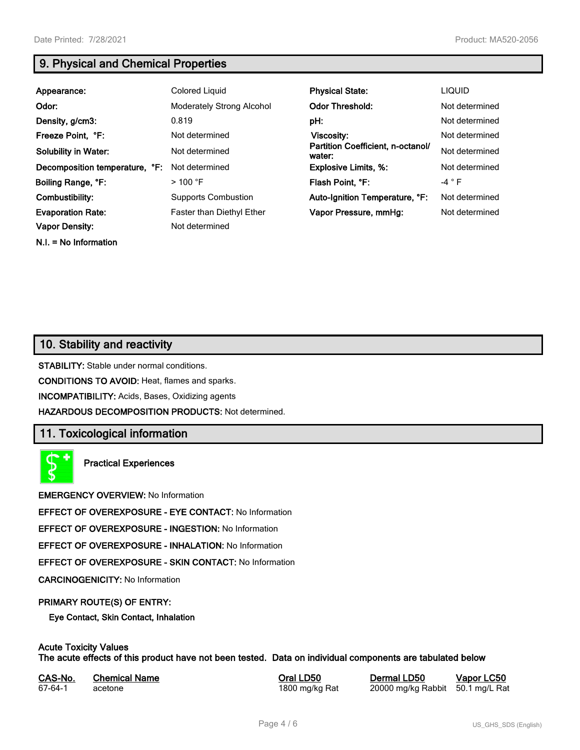## 9. Physical and Chemical Properties

| | | | |
|---|---|---|---|
| **Appearance:** | Colored Liquid | **Physical State:** | LIQUID |
| **Odor:** | Moderately Strong Alcohol | **Odor Threshold:** | Not determined |
| **Density, g/cm3:** | 0.819 | **pH:** | Not determined |
| **Freeze Point, °F:** | Not determined | **Viscosity:** | Not determined |
| **Solubility in Water:** | Not determined | **Partition Coefficient, n-octanol/ water:** | Not determined |
| **Decomposition temperature, °F:** | Not determined | **Explosive Limits, %:** | Not determined |
| **Boiling Range, °F:** | > 100 °F | **Flash Point, °F:** | -4 ° F |
| **Combustibility:** | Supports Combustion | **Auto-Ignition Temperature, °F:** | Not determined |
| **Evaporation Rate:** | Faster than Diethyl Ether | **Vapor Pressure, mmHg:** | Not determined |
| **Vapor Density:** | Not determined | | |

**N.I. = No Information**

## 10. Stability and reactivity

**STABILITY:** Stable under normal conditions.

**CONDITIONS TO AVOID:** Heat, flames and sparks.

**INCOMPATIBILITY:** Acids, Bases, Oxidizing agents

**HAZARDOUS DECOMPOSITION PRODUCTS:** Not determined.

## 11. Toxicological information

**Practical Experiences**

**EMERGENCY OVERVIEW:** No Information

**EFFECT OF OVEREXPOSURE - EYE CONTACT:** No Information

**EFFECT OF OVEREXPOSURE - INGESTION:** No Information

**EFFECT OF OVEREXPOSURE - INHALATION:** No Information

**EFFECT OF OVEREXPOSURE - SKIN CONTACT:** No Information

**CARCINOGENICITY:** No Information

**PRIMARY ROUTE(S) OF ENTRY:**

**Eye Contact, Skin Contact, Inhalation**

**Acute Toxicity Values**
**The acute effects of this product have not been tested. Data on individual components are tabulated below**

| CAS-No. | Chemical Name | Oral LD50 | Dermal LD50 | Vapor LC50 |
|---|---|---|---|---|
| 67-64-1 | acetone | 1800 mg/kg Rat | 20000 mg/kg Rabbit | 50.1 mg/L Rat |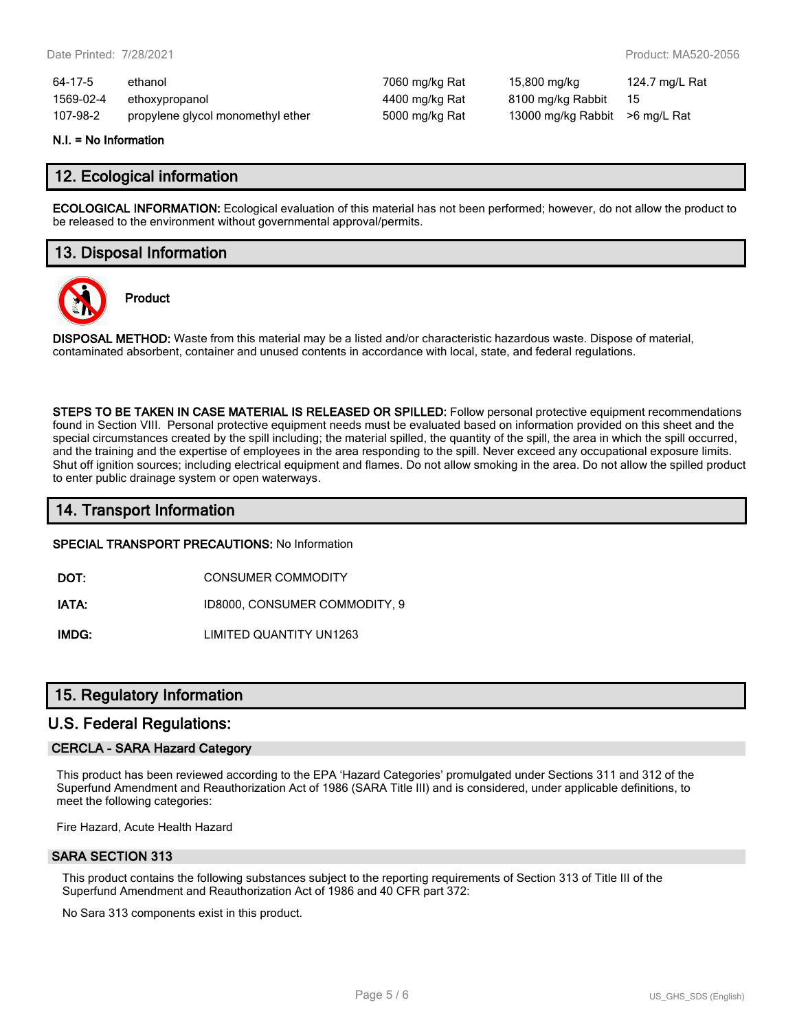| | | | | |
|---|---|---|---|---|
| 64-17-5 | ethanol | 7060 mg/kg Rat | 15,800 mg/kg | 124.7 mg/L Rat |
| 1569-02-4 | ethoxypropanol | 4400 mg/kg Rat | 8100 mg/kg Rabbit | 15 |
| 107-98-2 | propylene glycol monomethyl ether | 5000 mg/kg Rat | 13000 mg/kg Rabbit | >6 mg/L Rat |

**N.I. = No Information**

## 12. Ecological information

**ECOLOGICAL INFORMATION:** Ecological evaluation of this material has not been performed; however, do not allow the product to be released to the environment without governmental approval/permits.

## 13. Disposal Information

**Product**

**DISPOSAL METHOD:** Waste from this material may be a listed and/or characteristic hazardous waste. Dispose of material, contaminated absorbent, container and unused contents in accordance with local, state, and federal regulations.

**STEPS TO BE TAKEN IN CASE MATERIAL IS RELEASED OR SPILLED:** Follow personal protective equipment recommendations found in Section VIII. Personal protective equipment needs must be evaluated based on information provided on this sheet and the special circumstances created by the spill including; the material spilled, the quantity of the spill, the area in which the spill occurred, and the training and the expertise of employees in the area responding to the spill. Never exceed any occupational exposure limits. Shut off ignition sources; including electrical equipment and flames. Do not allow smoking in the area. Do not allow the spilled product to enter public drainage system or open waterways.

## 14. Transport Information

**SPECIAL TRANSPORT PRECAUTIONS:** No Information

**DOT:** CONSUMER COMMODITY

**IATA:** ID8000, CONSUMER COMMODITY, 9

**IMDG:** LIMITED QUANTITY UN1263

## 15. Regulatory Information

## U.S. Federal Regulations:

### CERCLA - SARA Hazard Category

This product has been reviewed according to the EPA 'Hazard Categories' promulgated under Sections 311 and 312 of the Superfund Amendment and Reauthorization Act of 1986 (SARA Title III) and is considered, under applicable definitions, to meet the following categories:

Fire Hazard, Acute Health Hazard

### SARA SECTION 313

This product contains the following substances subject to the reporting requirements of Section 313 of Title III of the Superfund Amendment and Reauthorization Act of 1986 and 40 CFR part 372:

No Sara 313 components exist in this product.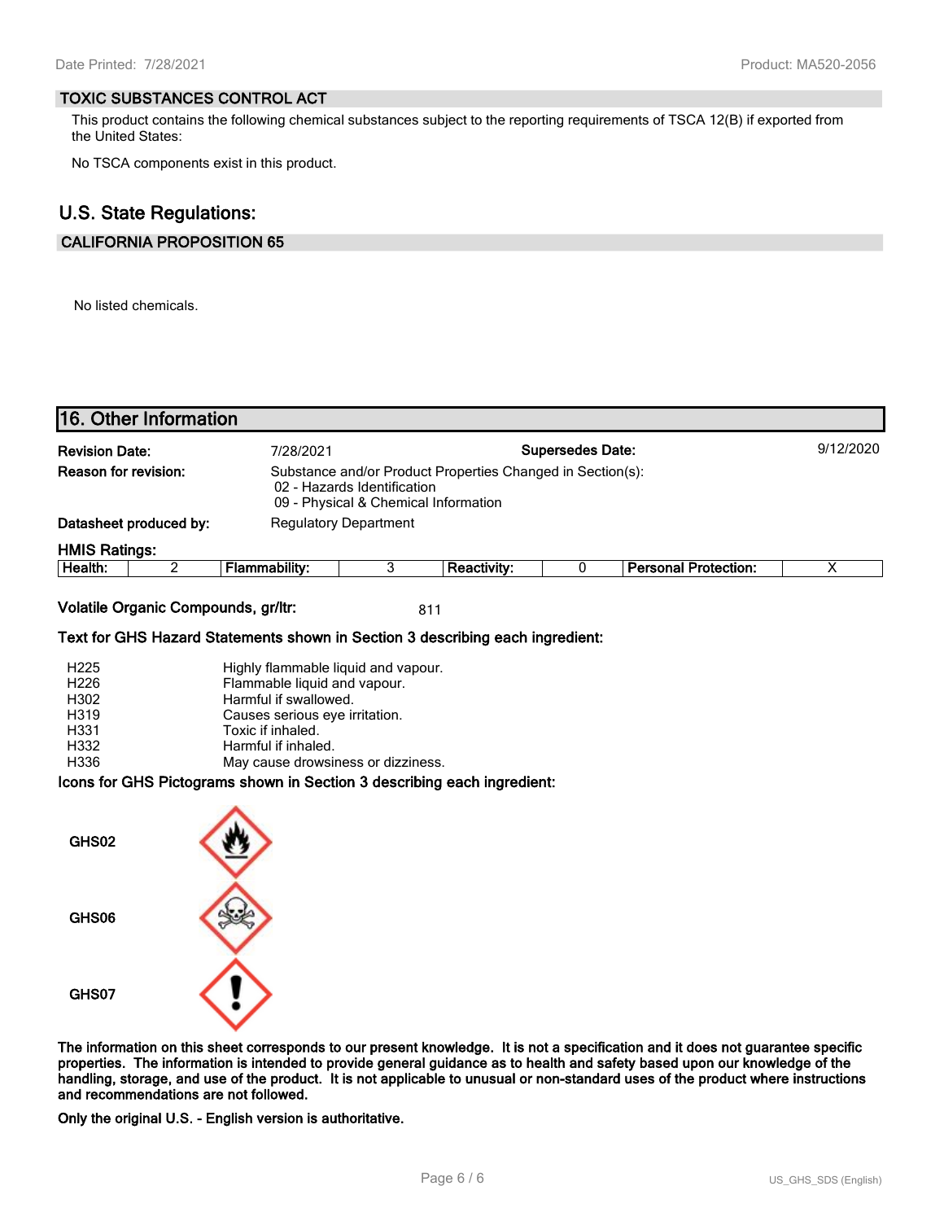### TOXIC SUBSTANCES CONTROL ACT

This product contains the following chemical substances subject to the reporting requirements of TSCA 12(B) if exported from the United States:

No TSCA components exist in this product.

## U.S. State Regulations:

### CALIFORNIA PROPOSITION 65

No listed chemicals.

## 16. Other Information

**Revision Date:** 7/28/2021 **Supersedes Date:** 9/12/2020

**Reason for revision:** Substance and/or Product Properties Changed in Section(s):
02 - Hazards Identification
09 - Physical & Chemical Information

**Datasheet produced by:** Regulatory Department

**HMIS Ratings:**

| | | | | | | | |
|---|---|---|---|---|---|---|---|
| **Health:** | 2 | **Flammability:** | 3 | **Reactivity:** | 0 | **Personal Protection:** | X |

**Volatile Organic Compounds, gr/ltr:** 811

**Text for GHS Hazard Statements shown in Section 3 describing each ingredient:**

| | |
|---|---|
| H225 | Highly flammable liquid and vapour. |
| H226 | Flammable liquid and vapour. |
| H302 | Harmful if swallowed. |
| H319 | Causes serious eye irritation. |
| H331 | Toxic if inhaled. |
| H332 | Harmful if inhaled. |
| H336 | May cause drowsiness or dizziness. |

**Icons for GHS Pictograms shown in Section 3 describing each ingredient:**

GHS02

GHS06

GHS07

**The information on this sheet corresponds to our present knowledge. It is not a specification and it does not guarantee specific properties. The information is intended to provide general guidance as to health and safety based upon our knowledge of the handling, storage, and use of the product. It is not applicable to unusual or non-standard uses of the product where instructions and recommendations are not followed.**

**Only the original U.S. - English version is authoritative.**